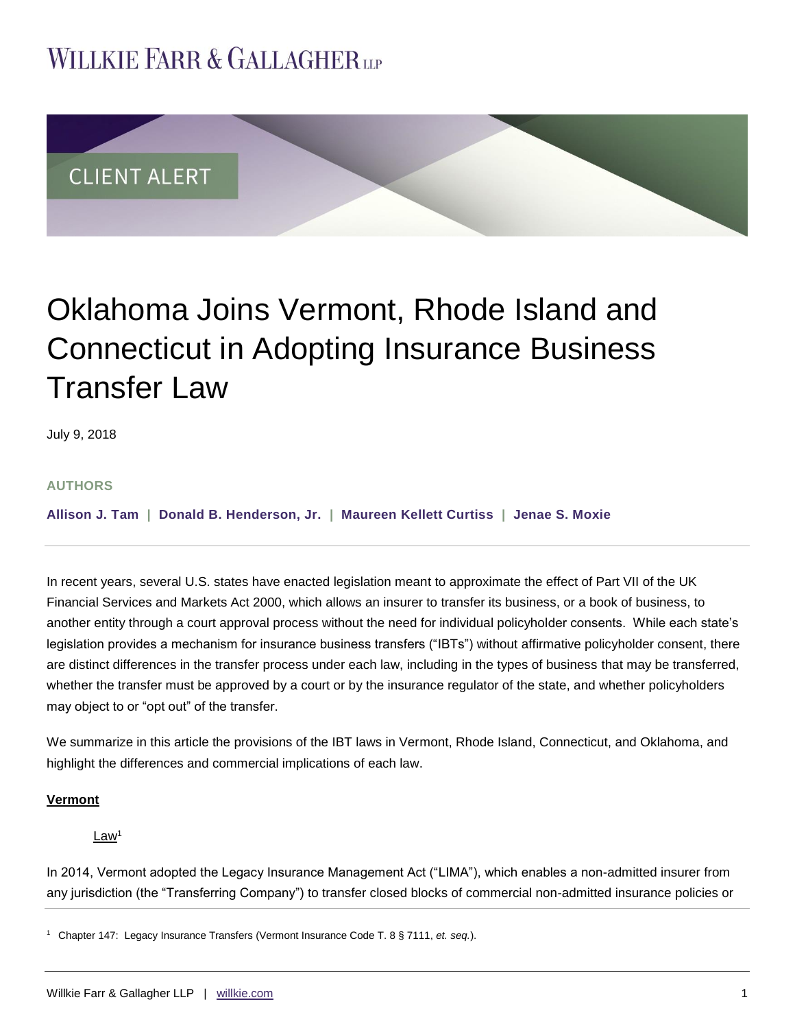# Oklahoma Joins Vermont, Rhode Island and Connecticut in Adopting Insurance Business Transfer Law

July 9, 2018

**AUTHORS**

**Allison J. Tam | Donald B. Henderson, Jr. | Maureen Kellett Curtiss | Jenae S. Moxie**

In recent years, several U.S. states have enacted legislation meant to approximate the effect of Part VII of the UK Financial Services and Markets Act 2000, which allows an insurer to transfer its business, or a book of business, to another entity through a court approval process without the need for individual policyholder consents. While each state's legislation provides a mechanism for insurance business transfers ("IBTs") without affirmative policyholder consent, there are distinct differences in the transfer process under each law, including in the types of business that may be transferred, whether the transfer must be approved by a court or by the insurance regulator of the state, and whether policyholders may object to or "opt out" of the transfer.

We summarize in this article the provisions of the IBT laws in Vermont, Rhode Island, Connecticut, and Oklahoma, and highlight the differences and commercial implications of each law.

**Vermont**

Law[1]

In 2014, Vermont adopted the Legacy Insurance Management Act ("LIMA"), which enables a non-admitted insurer from any jurisdiction (the "Transferring Company") to transfer closed blocks of commercial non-admitted insurance policies or

[1] Chapter 147: Legacy Insurance Transfers (Vermont Insurance Code T. 8 § 7111, *et. seq.*).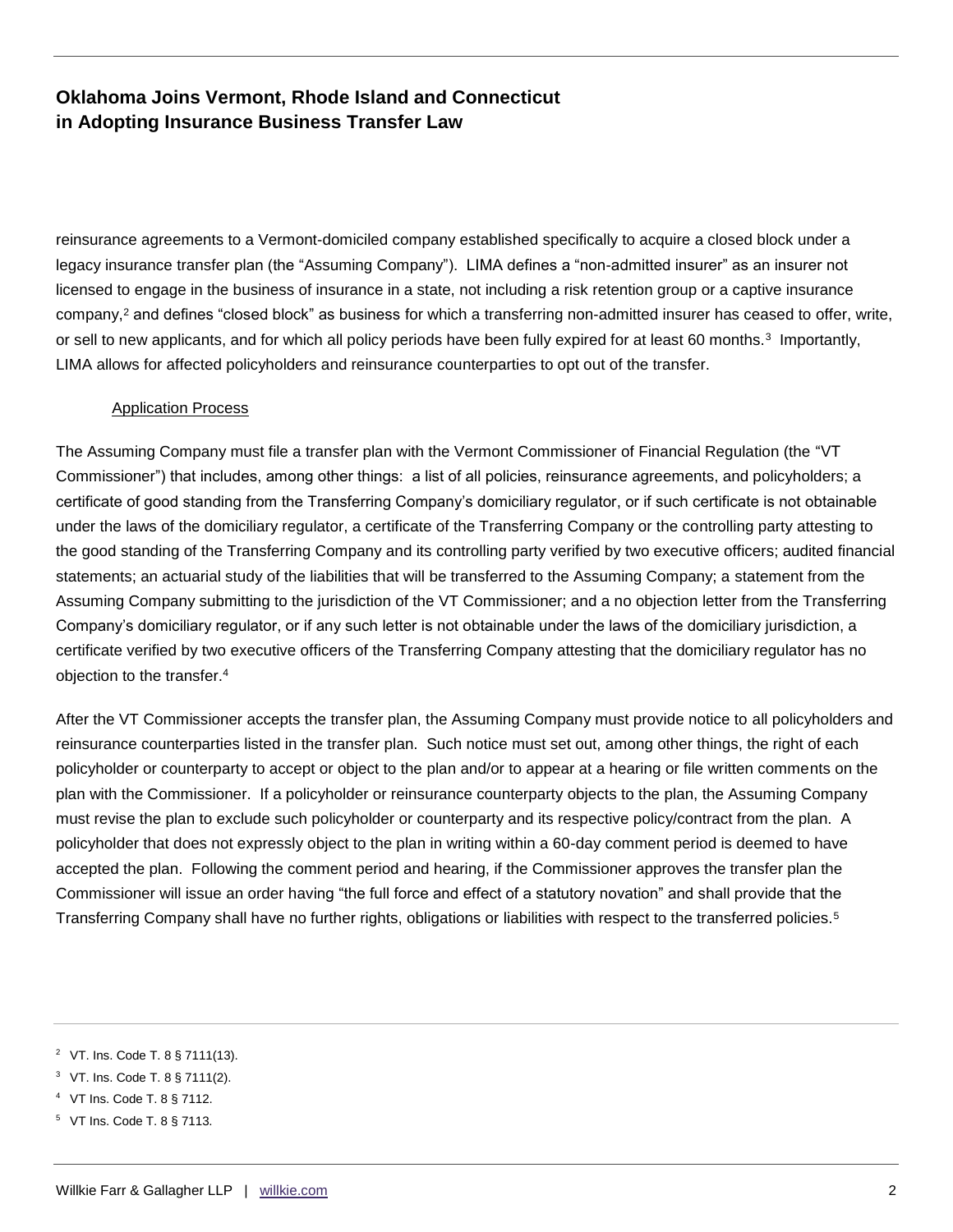reinsurance agreements to a Vermont-domiciled company established specifically to acquire a closed block under a legacy insurance transfer plan (the "Assuming Company"). LIMA defines a "non-admitted insurer" as an insurer not licensed to engage in the business of insurance in a state, not including a risk retention group or a captive insurance company,[2] and defines "closed block" as business for which a transferring non-admitted insurer has ceased to offer, write, or sell to new applicants, and for which all policy periods have been fully expired for at least 60 months.[3] Importantly, LIMA allows for affected policyholders and reinsurance counterparties to opt out of the transfer.

Application Process

The Assuming Company must file a transfer plan with the Vermont Commissioner of Financial Regulation (the "VT Commissioner") that includes, among other things: a list of all policies, reinsurance agreements, and policyholders; a certificate of good standing from the Transferring Company's domiciliary regulator, or if such certificate is not obtainable under the laws of the domiciliary regulator, a certificate of the Transferring Company or the controlling party attesting to the good standing of the Transferring Company and its controlling party verified by two executive officers; audited financial statements; an actuarial study of the liabilities that will be transferred to the Assuming Company; a statement from the Assuming Company submitting to the jurisdiction of the VT Commissioner; and a no objection letter from the Transferring Company's domiciliary regulator, or if any such letter is not obtainable under the laws of the domiciliary jurisdiction, a certificate verified by two executive officers of the Transferring Company attesting that the domiciliary regulator has no objection to the transfer.[4]

After the VT Commissioner accepts the transfer plan, the Assuming Company must provide notice to all policyholders and reinsurance counterparties listed in the transfer plan. Such notice must set out, among other things, the right of each policyholder or counterparty to accept or object to the plan and/or to appear at a hearing or file written comments on the plan with the Commissioner. If a policyholder or reinsurance counterparty objects to the plan, the Assuming Company must revise the plan to exclude such policyholder or counterparty and its respective policy/contract from the plan. A policyholder that does not expressly object to the plan in writing within a 60-day comment period is deemed to have accepted the plan. Following the comment period and hearing, if the Commissioner approves the transfer plan the Commissioner will issue an order having "the full force and effect of a statutory novation" and shall provide that the Transferring Company shall have no further rights, obligations or liabilities with respect to the transferred policies.[5]

---

[2] VT. Ins. Code T. 8 § 7111(13).

[3] VT. Ins. Code T. 8 § 7111(2).

[4] VT Ins. Code T. 8 § 7112.

[5] VT Ins. Code T. 8 § 7113.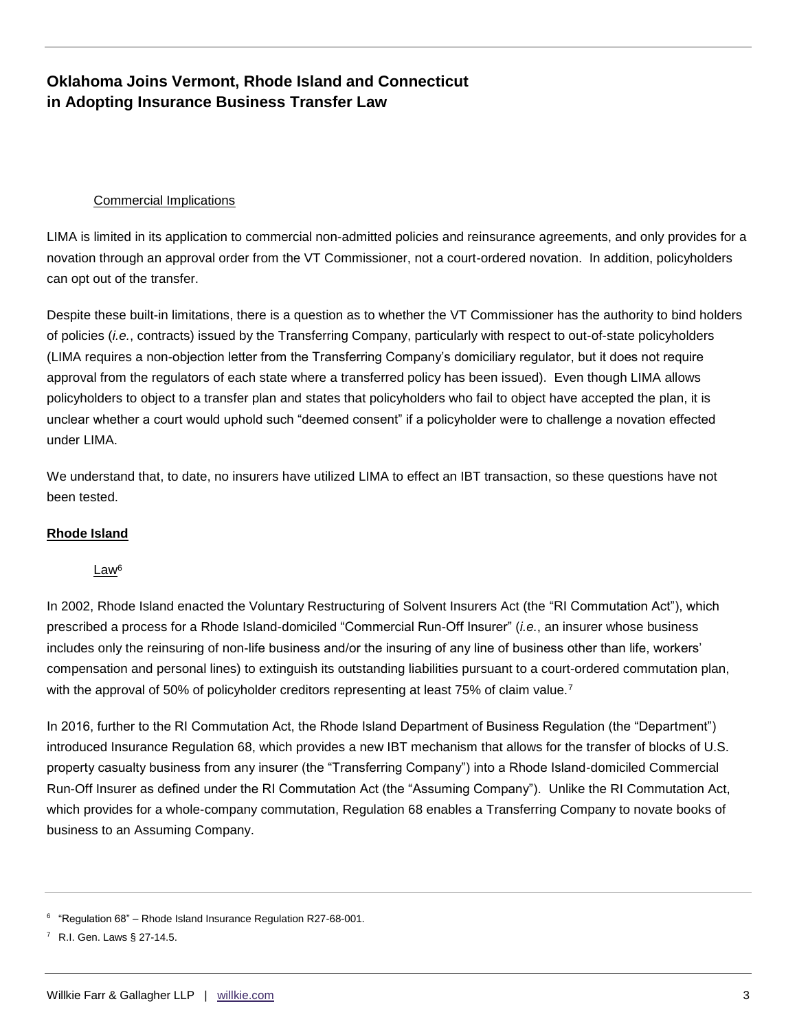Commercial Implications

LIMA is limited in its application to commercial non-admitted policies and reinsurance agreements, and only provides for a novation through an approval order from the VT Commissioner, not a court-ordered novation. In addition, policyholders can opt out of the transfer.

Despite these built-in limitations, there is a question as to whether the VT Commissioner has the authority to bind holders of policies (*i.e.*, contracts) issued by the Transferring Company, particularly with respect to out-of-state policyholders (LIMA requires a non-objection letter from the Transferring Company's domiciliary regulator, but it does not require approval from the regulators of each state where a transferred policy has been issued). Even though LIMA allows policyholders to object to a transfer plan and states that policyholders who fail to object have accepted the plan, it is unclear whether a court would uphold such "deemed consent" if a policyholder were to challenge a novation effected under LIMA.

We understand that, to date, no insurers have utilized LIMA to effect an IBT transaction, so these questions have not been tested.

## Rhode Island

Law[6]

In 2002, Rhode Island enacted the Voluntary Restructuring of Solvent Insurers Act (the "RI Commutation Act"), which prescribed a process for a Rhode Island-domiciled "Commercial Run-Off Insurer" (*i.e.*, an insurer whose business includes only the reinsuring of non-life business and/or the insuring of any line of business other than life, workers' compensation and personal lines) to extinguish its outstanding liabilities pursuant to a court-ordered commutation plan, with the approval of 50% of policyholder creditors representing at least 75% of claim value.[7]

In 2016, further to the RI Commutation Act, the Rhode Island Department of Business Regulation (the "Department") introduced Insurance Regulation 68, which provides a new IBT mechanism that allows for the transfer of blocks of U.S. property casualty business from any insurer (the "Transferring Company") into a Rhode Island-domiciled Commercial Run-Off Insurer as defined under the RI Commutation Act (the "Assuming Company"). Unlike the RI Commutation Act, which provides for a whole-company commutation, Regulation 68 enables a Transferring Company to novate books of business to an Assuming Company.

[6] "Regulation 68" – Rhode Island Insurance Regulation R27-68-001.

[7] R.I. Gen. Laws § 27-14.5.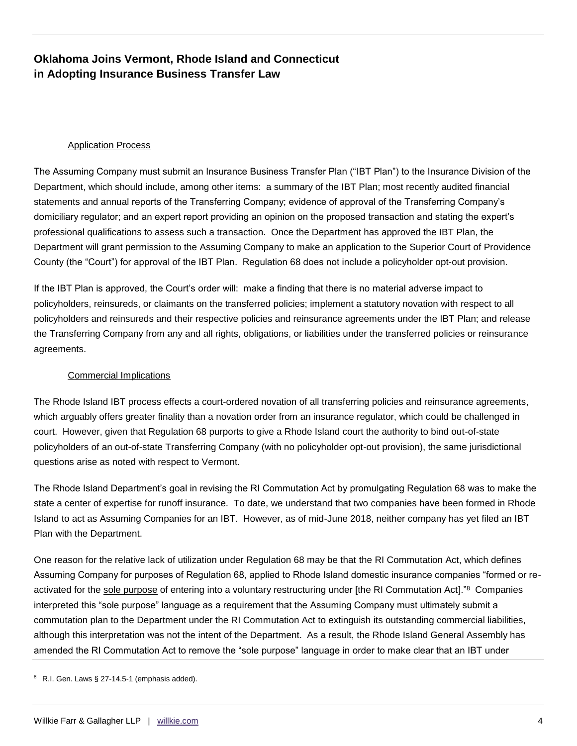Application Process

The Assuming Company must submit an Insurance Business Transfer Plan ("IBT Plan") to the Insurance Division of the Department, which should include, among other items: a summary of the IBT Plan; most recently audited financial statements and annual reports of the Transferring Company; evidence of approval of the Transferring Company's domiciliary regulator; and an expert report providing an opinion on the proposed transaction and stating the expert's professional qualifications to assess such a transaction. Once the Department has approved the IBT Plan, the Department will grant permission to the Assuming Company to make an application to the Superior Court of Providence County (the "Court") for approval of the IBT Plan. Regulation 68 does not include a policyholder opt-out provision.

If the IBT Plan is approved, the Court's order will: make a finding that there is no material adverse impact to policyholders, reinsureds, or claimants on the transferred policies; implement a statutory novation with respect to all policyholders and reinsureds and their respective policies and reinsurance agreements under the IBT Plan; and release the Transferring Company from any and all rights, obligations, or liabilities under the transferred policies or reinsurance agreements.

Commercial Implications

The Rhode Island IBT process effects a court-ordered novation of all transferring policies and reinsurance agreements, which arguably offers greater finality than a novation order from an insurance regulator, which could be challenged in court. However, given that Regulation 68 purports to give a Rhode Island court the authority to bind out-of-state policyholders of an out-of-state Transferring Company (with no policyholder opt-out provision), the same jurisdictional questions arise as noted with respect to Vermont.

The Rhode Island Department's goal in revising the RI Commutation Act by promulgating Regulation 68 was to make the state a center of expertise for runoff insurance. To date, we understand that two companies have been formed in Rhode Island to act as Assuming Companies for an IBT. However, as of mid-June 2018, neither company has yet filed an IBT Plan with the Department.

One reason for the relative lack of utilization under Regulation 68 may be that the RI Commutation Act, which defines Assuming Company for purposes of Regulation 68, applied to Rhode Island domestic insurance companies "formed or re-activated for the sole purpose of entering into a voluntary restructuring under [the RI Commutation Act]."[8] Companies interpreted this "sole purpose" language as a requirement that the Assuming Company must ultimately submit a commutation plan to the Department under the RI Commutation Act to extinguish its outstanding commercial liabilities, although this interpretation was not the intent of the Department. As a result, the Rhode Island General Assembly has amended the RI Commutation Act to remove the "sole purpose" language in order to make clear that an IBT under

[8] R.I. Gen. Laws § 27-14.5-1 (emphasis added).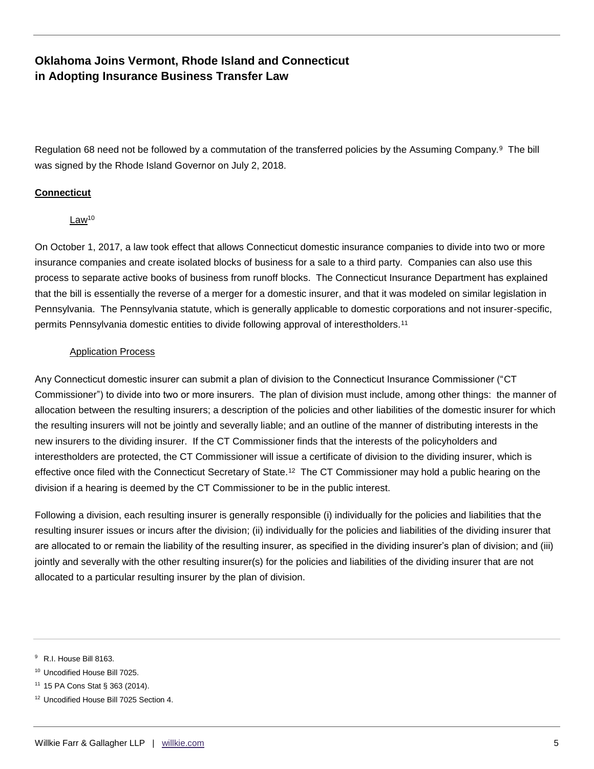Regulation 68 need not be followed by a commutation of the transferred policies by the Assuming Company.[9] The bill was signed by the Rhode Island Governor on July 2, 2018.

**Connecticut**

Law[10]

On October 1, 2017, a law took effect that allows Connecticut domestic insurance companies to divide into two or more insurance companies and create isolated blocks of business for a sale to a third party. Companies can also use this process to separate active books of business from runoff blocks. The Connecticut Insurance Department has explained that the bill is essentially the reverse of a merger for a domestic insurer, and that it was modeled on similar legislation in Pennsylvania. The Pennsylvania statute, which is generally applicable to domestic corporations and not insurer-specific, permits Pennsylvania domestic entities to divide following approval of interestholders.[11]

Application Process

Any Connecticut domestic insurer can submit a plan of division to the Connecticut Insurance Commissioner ("CT Commissioner") to divide into two or more insurers. The plan of division must include, among other things: the manner of allocation between the resulting insurers; a description of the policies and other liabilities of the domestic insurer for which the resulting insurers will not be jointly and severally liable; and an outline of the manner of distributing interests in the new insurers to the dividing insurer. If the CT Commissioner finds that the interests of the policyholders and interestholders are protected, the CT Commissioner will issue a certificate of division to the dividing insurer, which is effective once filed with the Connecticut Secretary of State.[12] The CT Commissioner may hold a public hearing on the division if a hearing is deemed by the CT Commissioner to be in the public interest.

Following a division, each resulting insurer is generally responsible (i) individually for the policies and liabilities that the resulting insurer issues or incurs after the division; (ii) individually for the policies and liabilities of the dividing insurer that are allocated to or remain the liability of the resulting insurer, as specified in the dividing insurer's plan of division; and (iii) jointly and severally with the other resulting insurer(s) for the policies and liabilities of the dividing insurer that are not allocated to a particular resulting insurer by the plan of division.

---

[9] R.I. House Bill 8163.

[10] Uncodified House Bill 7025.

[11] 15 PA Cons Stat § 363 (2014).

[12] Uncodified House Bill 7025 Section 4.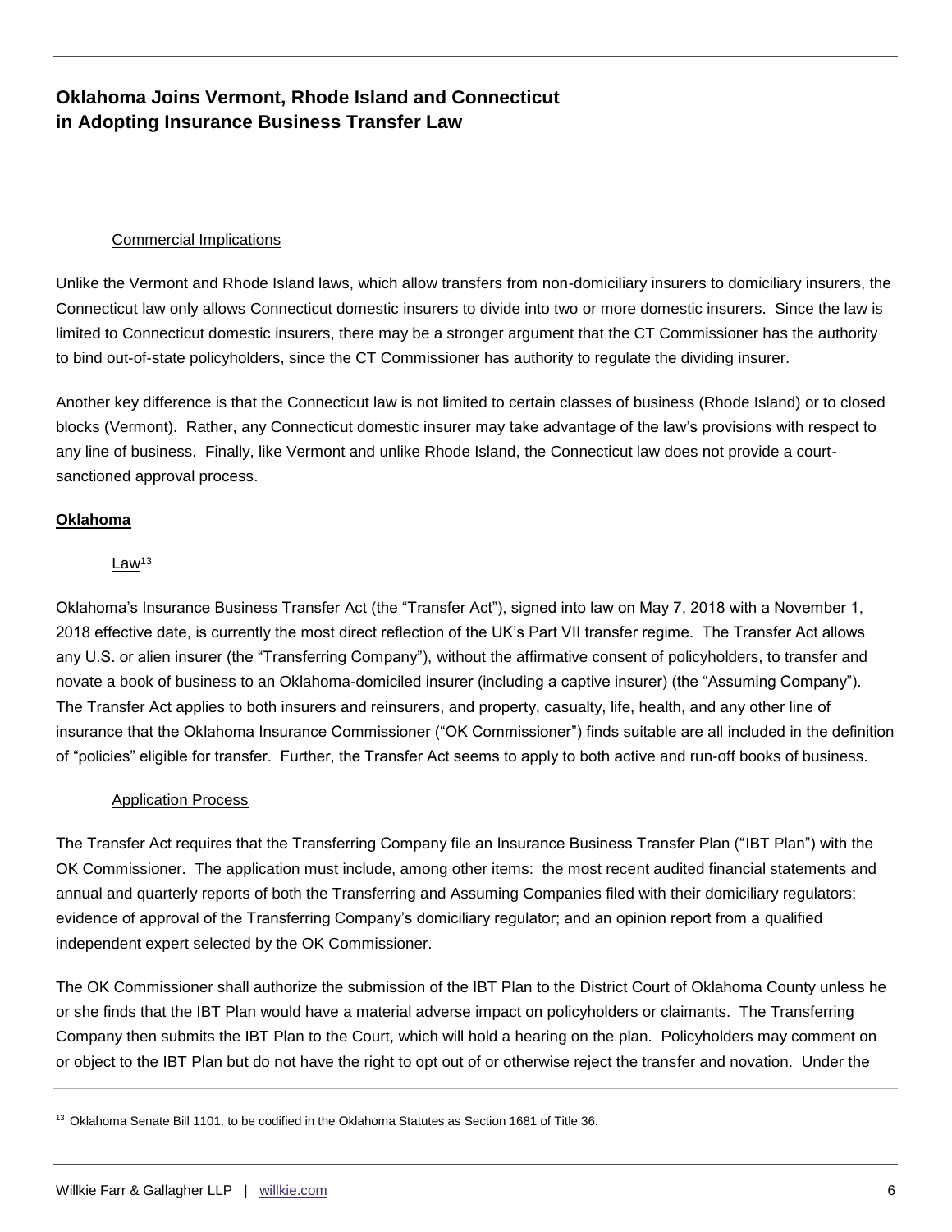Commercial Implications

Unlike the Vermont and Rhode Island laws, which allow transfers from non-domiciliary insurers to domiciliary insurers, the Connecticut law only allows Connecticut domestic insurers to divide into two or more domestic insurers. Since the law is limited to Connecticut domestic insurers, there may be a stronger argument that the CT Commissioner has the authority to bind out-of-state policyholders, since the CT Commissioner has authority to regulate the dividing insurer.

Another key difference is that the Connecticut law is not limited to certain classes of business (Rhode Island) or to closed blocks (Vermont). Rather, any Connecticut domestic insurer may take advantage of the law's provisions with respect to any line of business. Finally, like Vermont and unlike Rhode Island, the Connecticut law does not provide a court-sanctioned approval process.

## Oklahoma

Law[13]

Oklahoma's Insurance Business Transfer Act (the "Transfer Act"), signed into law on May 7, 2018 with a November 1, 2018 effective date, is currently the most direct reflection of the UK's Part VII transfer regime. The Transfer Act allows any U.S. or alien insurer (the "Transferring Company"), without the affirmative consent of policyholders, to transfer and novate a book of business to an Oklahoma-domiciled insurer (including a captive insurer) (the "Assuming Company"). The Transfer Act applies to both insurers and reinsurers, and property, casualty, life, health, and any other line of insurance that the Oklahoma Insurance Commissioner ("OK Commissioner") finds suitable are all included in the definition of "policies" eligible for transfer. Further, the Transfer Act seems to apply to both active and run-off books of business.

Application Process

The Transfer Act requires that the Transferring Company file an Insurance Business Transfer Plan ("IBT Plan") with the OK Commissioner. The application must include, among other items: the most recent audited financial statements and annual and quarterly reports of both the Transferring and Assuming Companies filed with their domiciliary regulators; evidence of approval of the Transferring Company's domiciliary regulator; and an opinion report from a qualified independent expert selected by the OK Commissioner.

The OK Commissioner shall authorize the submission of the IBT Plan to the District Court of Oklahoma County unless he or she finds that the IBT Plan would have a material adverse impact on policyholders or claimants. The Transferring Company then submits the IBT Plan to the Court, which will hold a hearing on the plan. Policyholders may comment on or object to the IBT Plan but do not have the right to opt out of or otherwise reject the transfer and novation. Under the

[13] Oklahoma Senate Bill 1101, to be codified in the Oklahoma Statutes as Section 1681 of Title 36.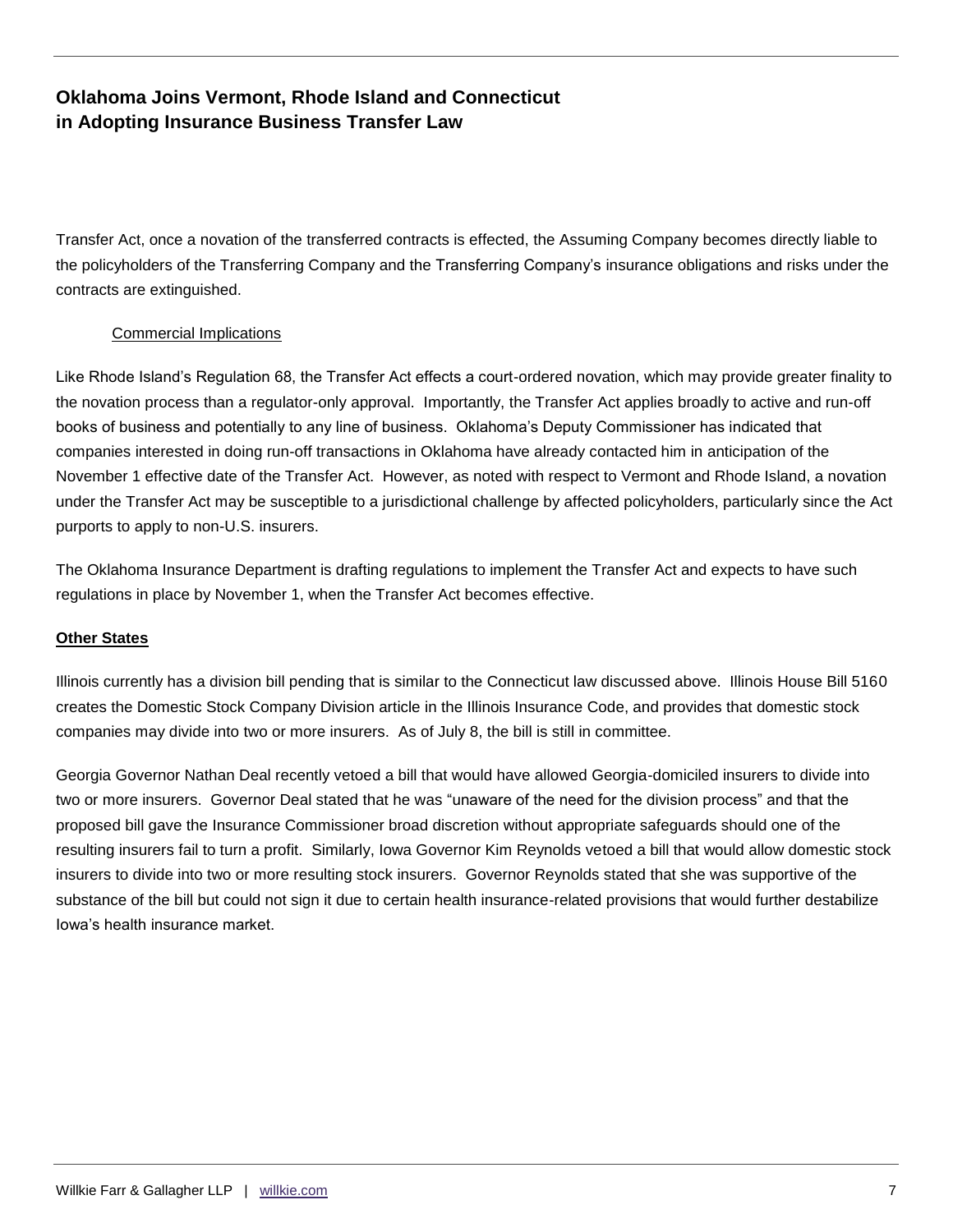Transfer Act, once a novation of the transferred contracts is effected, the Assuming Company becomes directly liable to the policyholders of the Transferring Company and the Transferring Company's insurance obligations and risks under the contracts are extinguished.

Commercial Implications

Like Rhode Island's Regulation 68, the Transfer Act effects a court-ordered novation, which may provide greater finality to the novation process than a regulator-only approval. Importantly, the Transfer Act applies broadly to active and run-off books of business and potentially to any line of business. Oklahoma's Deputy Commissioner has indicated that companies interested in doing run-off transactions in Oklahoma have already contacted him in anticipation of the November 1 effective date of the Transfer Act. However, as noted with respect to Vermont and Rhode Island, a novation under the Transfer Act may be susceptible to a jurisdictional challenge by affected policyholders, particularly since the Act purports to apply to non-U.S. insurers.

The Oklahoma Insurance Department is drafting regulations to implement the Transfer Act and expects to have such regulations in place by November 1, when the Transfer Act becomes effective.

## Other States

Illinois currently has a division bill pending that is similar to the Connecticut law discussed above. Illinois House Bill 5160 creates the Domestic Stock Company Division article in the Illinois Insurance Code, and provides that domestic stock companies may divide into two or more insurers. As of July 8, the bill is still in committee.

Georgia Governor Nathan Deal recently vetoed a bill that would have allowed Georgia-domiciled insurers to divide into two or more insurers. Governor Deal stated that he was "unaware of the need for the division process" and that the proposed bill gave the Insurance Commissioner broad discretion without appropriate safeguards should one of the resulting insurers fail to turn a profit. Similarly, Iowa Governor Kim Reynolds vetoed a bill that would allow domestic stock insurers to divide into two or more resulting stock insurers. Governor Reynolds stated that she was supportive of the substance of the bill but could not sign it due to certain health insurance-related provisions that would further destabilize Iowa's health insurance market.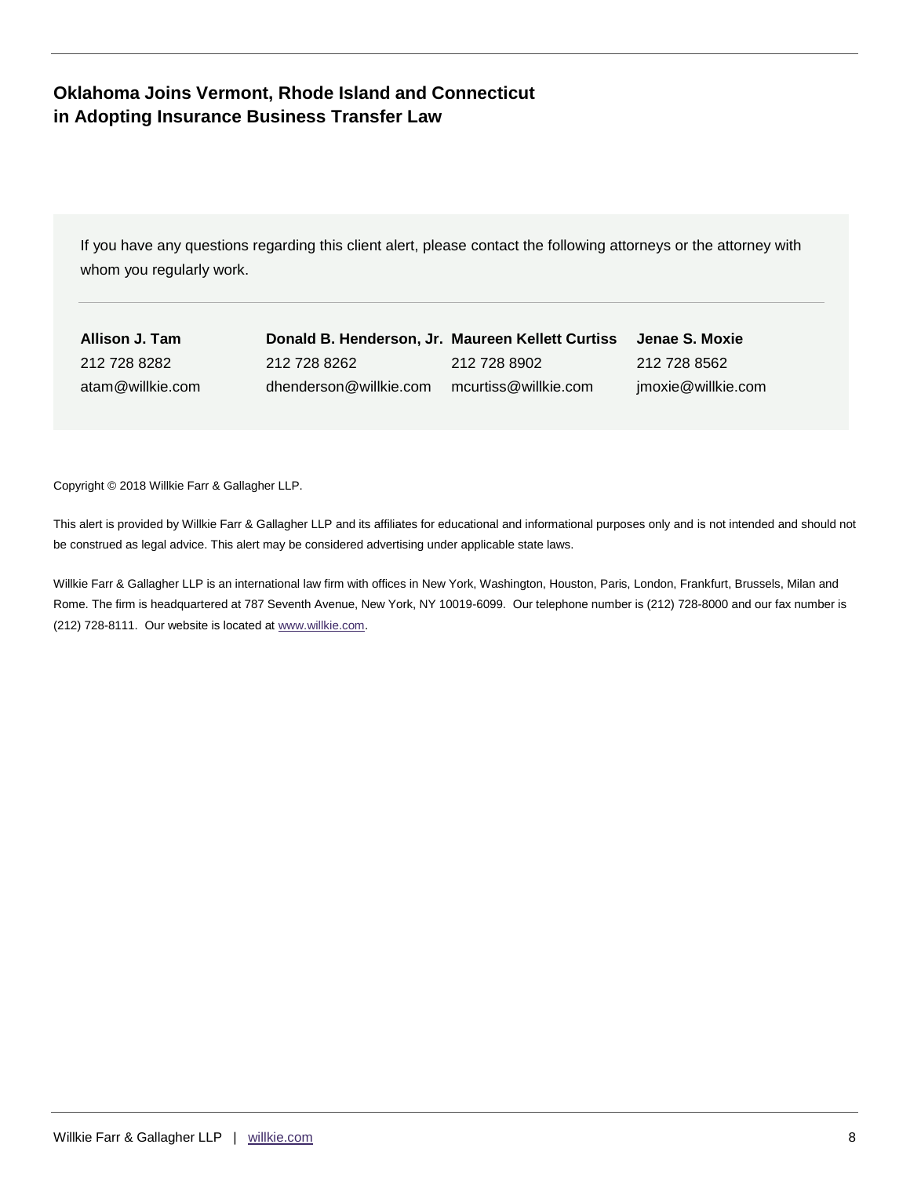If you have any questions regarding this client alert, please contact the following attorneys or the attorney with whom you regularly work.

| | | | |
|---|---|---|---|
| **Allison J. Tam** | **Donald B. Henderson, Jr.** | **Maureen Kellett Curtiss** | **Jenae S. Moxie** |
| 212 728 8282 | 212 728 8262 | 212 728 8902 | 212 728 8562 |
| atam@willkie.com | dhenderson@willkie.com | mcurtiss@willkie.com | jmoxie@willkie.com |

Copyright © 2018 Willkie Farr & Gallagher LLP.

This alert is provided by Willkie Farr & Gallagher LLP and its affiliates for educational and informational purposes only and is not intended and should not be construed as legal advice. This alert may be considered advertising under applicable state laws.

Willkie Farr & Gallagher LLP is an international law firm with offices in New York, Washington, Houston, Paris, London, Frankfurt, Brussels, Milan and Rome. The firm is headquartered at 787 Seventh Avenue, New York, NY 10019-6099. Our telephone number is (212) 728-8000 and our fax number is (212) 728-8111. Our website is located at www.willkie.com.